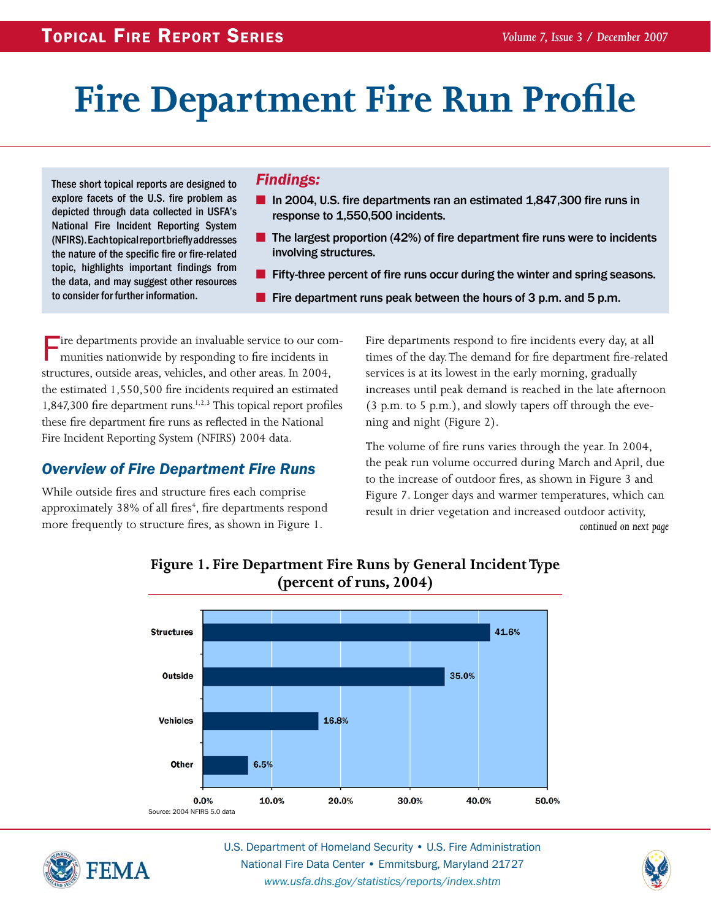# Fire Department Fire Run Profile

These short topical reports are designed to explore facets of the U.S. fire problem as depicted through data collected in USFA's National Fire Incident Reporting System (NFIRS). Each topical report briefly addresses the nature of the specific fire or fire-related topic, highlights important findings from the data, and may suggest other resources to consider for further information.

### *Findings:*

- In 2004, U.S. fire departments ran an estimated 1,847,300 fire runs in response to 1,550,500 incidents.
- The largest proportion (42%) of fire department fire runs were to incidents involving structures.
- Fifty-three percent of fire runs occur during the winter and spring seasons.
- Fire department runs peak between the hours of 3 p.m. and 5 p.m.

Fire departments provide an invaluable service to our communities nationwide by responding to fire incidents in structures, outside areas, vehicles, and other areas. In 2004, the estimated 1,550,500 fire incidents required an estimated 1,847,300 fire department runs.[1,2,3] This topical report profiles these fire department fire runs as reflected in the National Fire Incident Reporting System (NFIRS) 2004 data.

## *Overview of Fire Department Fire Runs*

While outside fires and structure fires each comprise approximately 38% of all fires[4], fire departments respond more frequently to structure fires, as shown in Figure 1.

Fire departments respond to fire incidents every day, at all times of the day. The demand for fire department fire-related services is at its lowest in the early morning, gradually increases until peak demand is reached in the late afternoon (3 p.m. to 5 p.m.), and slowly tapers off through the evening and night (Figure 2).

The volume of fire runs varies through the year. In 2004, the peak run volume occurred during March and April, due to the increase of outdoor fires, as shown in Figure 3 and Figure 7. Longer days and warmer temperatures, which can result in drier vegetation and increased outdoor activity,

*continued on next page*

**Figure 1. Fire Department Fire Runs by General Incident Type (percent of runs, 2004)**

| General Incident Type | Percent of Runs |
|---|---|
| Structures | 41.6% |
| Outside | 35.0% |
| Vehicles | 16.8% |
| Other | 6.5% |

Source: 2004 NFIRS 5.0 data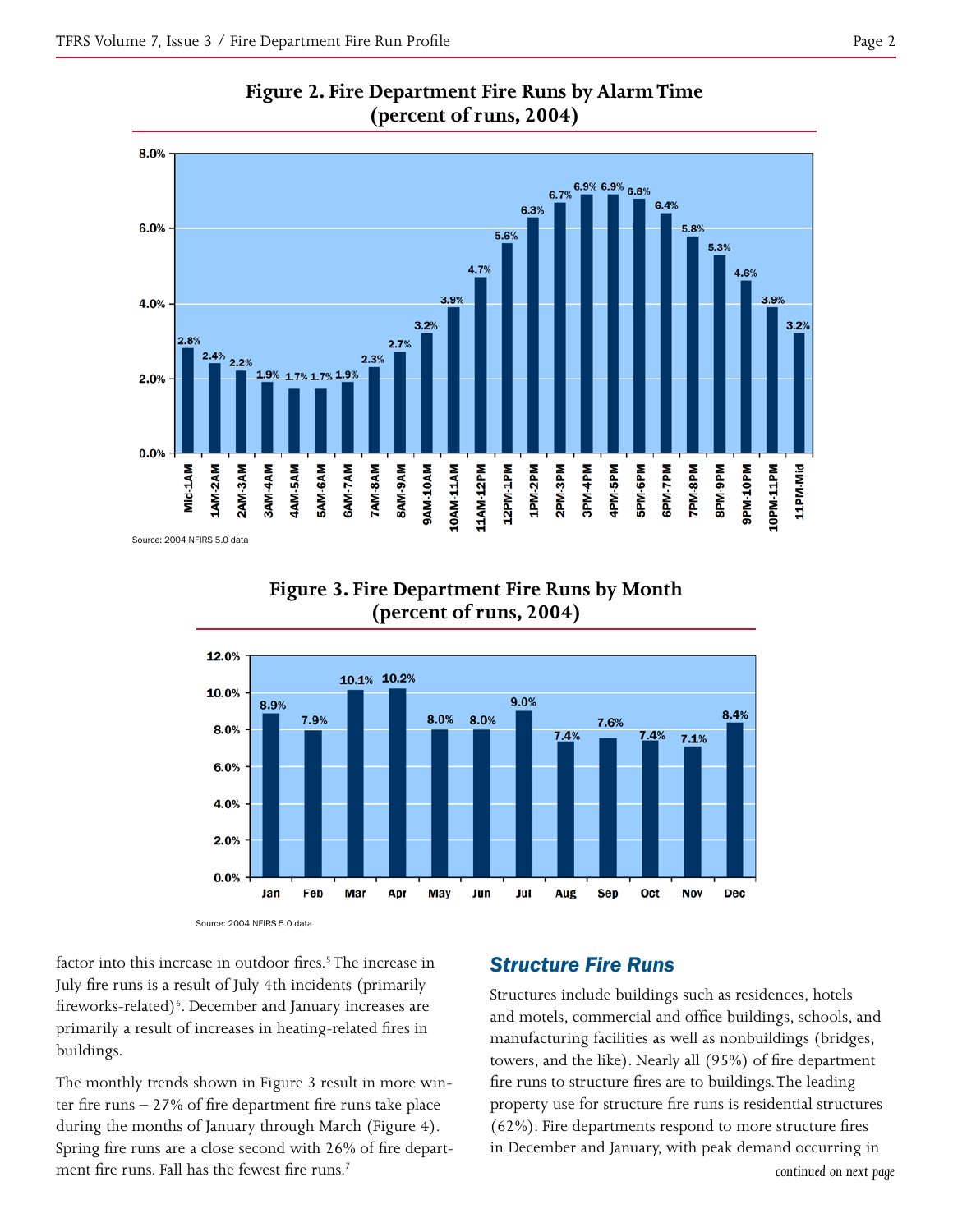**Figure 2. Fire Department Fire Runs by Alarm Time (percent of runs, 2004)**

8.0%
6.0%
4.0%
2.0%
0.0%

2.8% 2.4% 2.2% 1.9% 1.7% 1.7% 1.9% 2.3% 2.7% 3.2% 3.9% 4.7% 5.6% 6.3% 6.7% 6.9% 6.9% 6.8% 6.4% 5.8% 5.3% 4.6% 3.9% 3.2%

Mid-1AM, 1AM-2AM, 2AM-3AM, 3AM-4AM, 4AM-5AM, 5AM-6AM, 6AM-7AM, 7AM-8AM, 8AM-9AM, 9AM-10AM, 10AM-11AM, 11AM-12PM, 12PM-1PM, 1PM-2PM, 2PM-3PM, 3PM-4PM, 4PM-5PM, 5PM-6PM, 6PM-7PM, 7PM-8PM, 8PM-9PM, 9PM-10PM, 10PM-11PM, 11PM-Mid

Source: 2004 NFIRS 5.0 data

**Figure 3. Fire Department Fire Runs by Month (percent of runs, 2004)**

12.0%
10.0%
8.0%
6.0%
4.0%
2.0%
0.0%

8.9% 7.9% 10.1% 10.2% 8.0% 8.0% 9.0% 7.4% 7.6% 7.4% 7.1% 8.4%

Jan, Feb, Mar, Apr, May, Jun, Jul, Aug, Sep, Oct, Nov, Dec

Source: 2004 NFIRS 5.0 data

factor into this increase in outdoor fires.[5] The increase in July fire runs is a result of July 4th incidents (primarily fireworks-related)[6]. December and January increases are primarily a result of increases in heating-related fires in buildings.

The monthly trends shown in Figure 3 result in more winter fire runs – 27% of fire department fire runs take place during the months of January through March (Figure 4). Spring fire runs are a close second with 26% of fire department fire runs. Fall has the fewest fire runs.[7]

## Structure Fire Runs

Structures include buildings such as residences, hotels and motels, commercial and office buildings, schools, and manufacturing facilities as well as nonbuildings (bridges, towers, and the like). Nearly all (95%) of fire department fire runs to structure fires are to buildings. The leading property use for structure fire runs is residential structures (62%). Fire departments respond to more structure fires in December and January, with peak demand occurring in

*continued on next page*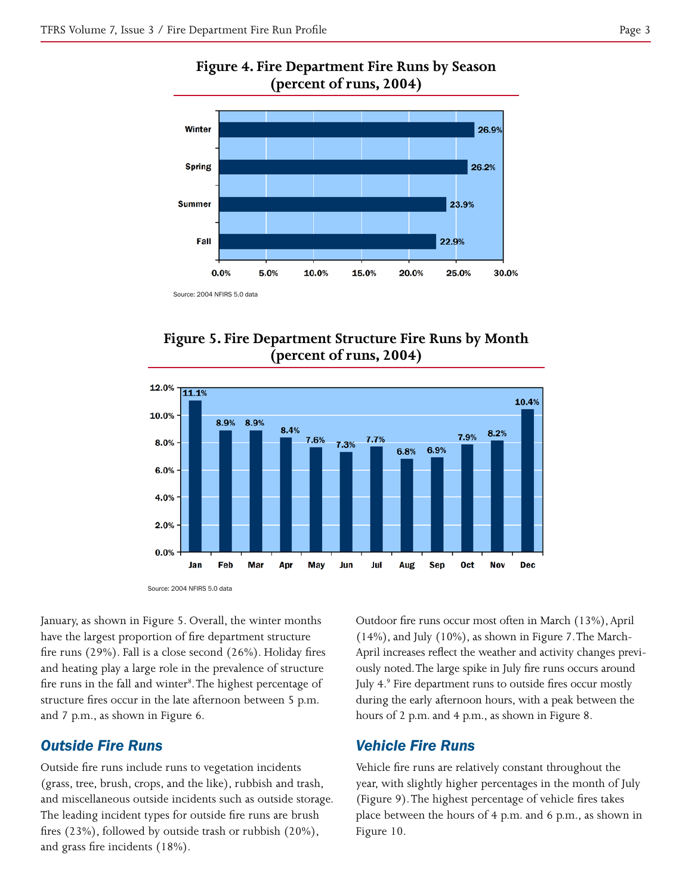**Figure 4. Fire Department Fire Runs by Season (percent of runs, 2004)**

Winter 26.9%
Spring 26.2%
Summer 23.9%
Fall 22.9%

0.0% 5.0% 10.0% 15.0% 20.0% 25.0% 30.0%

Source: 2004 NFIRS 5.0 data

**Figure 5. Fire Department Structure Fire Runs by Month (percent of runs, 2004)**

12.0% 10.0% 8.0% 6.0% 4.0% 2.0% 0.0%

Jan 11.1%
Feb 8.9%
Mar 8.9%
Apr 8.4%
May 7.6%
Jun 7.3%
Jul 7.7%
Aug 6.8%
Sep 6.9%
Oct 7.9%
Nov 8.2%
Dec 10.4%

Source: 2004 NFIRS 5.0 data

January, as shown in Figure 5. Overall, the winter months have the largest proportion of fire department structure fire runs (29%). Fall is a close second (26%). Holiday fires and heating play a large role in the prevalence of structure fire runs in the fall and winter[8]. The highest percentage of structure fires occur in the late afternoon between 5 p.m. and 7 p.m., as shown in Figure 6.

## Outside Fire Runs

Outside fire runs include runs to vegetation incidents (grass, tree, brush, crops, and the like), rubbish and trash, and miscellaneous outside incidents such as outside storage. The leading incident types for outside fire runs are brush fires (23%), followed by outside trash or rubbish (20%), and grass fire incidents (18%).

Outdoor fire runs occur most often in March (13%), April (14%), and July (10%), as shown in Figure 7. The March-April increases reflect the weather and activity changes previously noted. The large spike in July fire runs occurs around July 4.[9] Fire department runs to outside fires occur mostly during the early afternoon hours, with a peak between the hours of 2 p.m. and 4 p.m., as shown in Figure 8.

## Vehicle Fire Runs

Vehicle fire runs are relatively constant throughout the year, with slightly higher percentages in the month of July (Figure 9). The highest percentage of vehicle fires takes place between the hours of 4 p.m. and 6 p.m., as shown in Figure 10.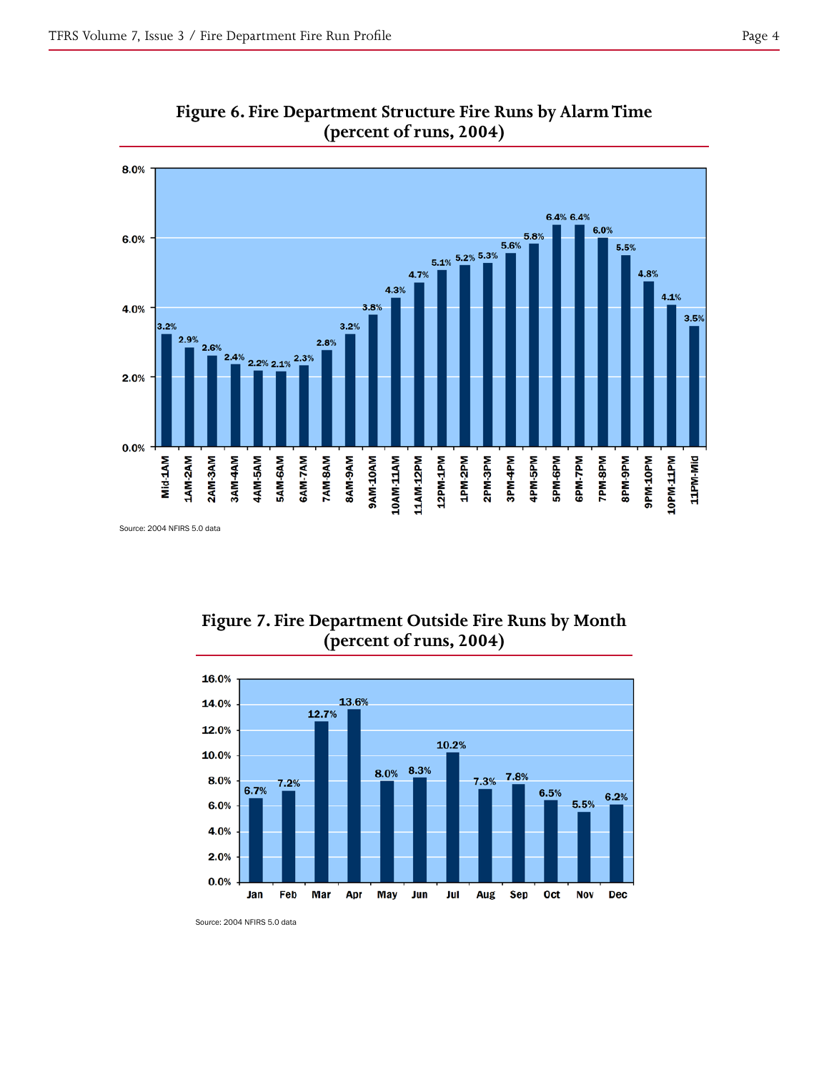## Figure 6. Fire Department Structure Fire Runs by Alarm Time (percent of runs, 2004)

8.0%
6.0%
4.0%
2.0%
0.0%

3.2% 2.9% 2.6% 2.4% 2.2% 2.1% 2.3% 2.8% 3.2% 3.8% 4.3% 4.7% 5.1% 5.2% 5.3% 5.6% 5.8% 6.4% 6.4% 6.0% 5.5% 4.8% 4.1% 3.5%

Mid-1AM 1AM-2AM 2AM-3AM 3AM-4AM 4AM-5AM 5AM-6AM 6AM-7AM 7AM-8AM 8AM-9AM 9AM-10AM 10AM-11AM 11AM-12PM 12PM-1PM 1PM-2PM 2PM-3PM 3PM-4PM 4PM-5PM 5PM-6PM 6PM-7PM 7PM-8PM 8PM-9PM 9PM-10PM 10PM-11PM 11PM-Mid

Source: 2004 NFIRS 5.0 data

## Figure 7. Fire Department Outside Fire Runs by Month (percent of runs, 2004)

16.0%
14.0%
12.0%
10.0%
8.0%
6.0%
4.0%
2.0%
0.0%

6.7% 7.2% 12.7% 13.6% 8.0% 8.3% 10.2% 7.3% 7.8% 6.5% 5.5% 6.2%

Jan Feb Mar Apr May Jun Jul Aug Sep Oct Nov Dec

Source: 2004 NFIRS 5.0 data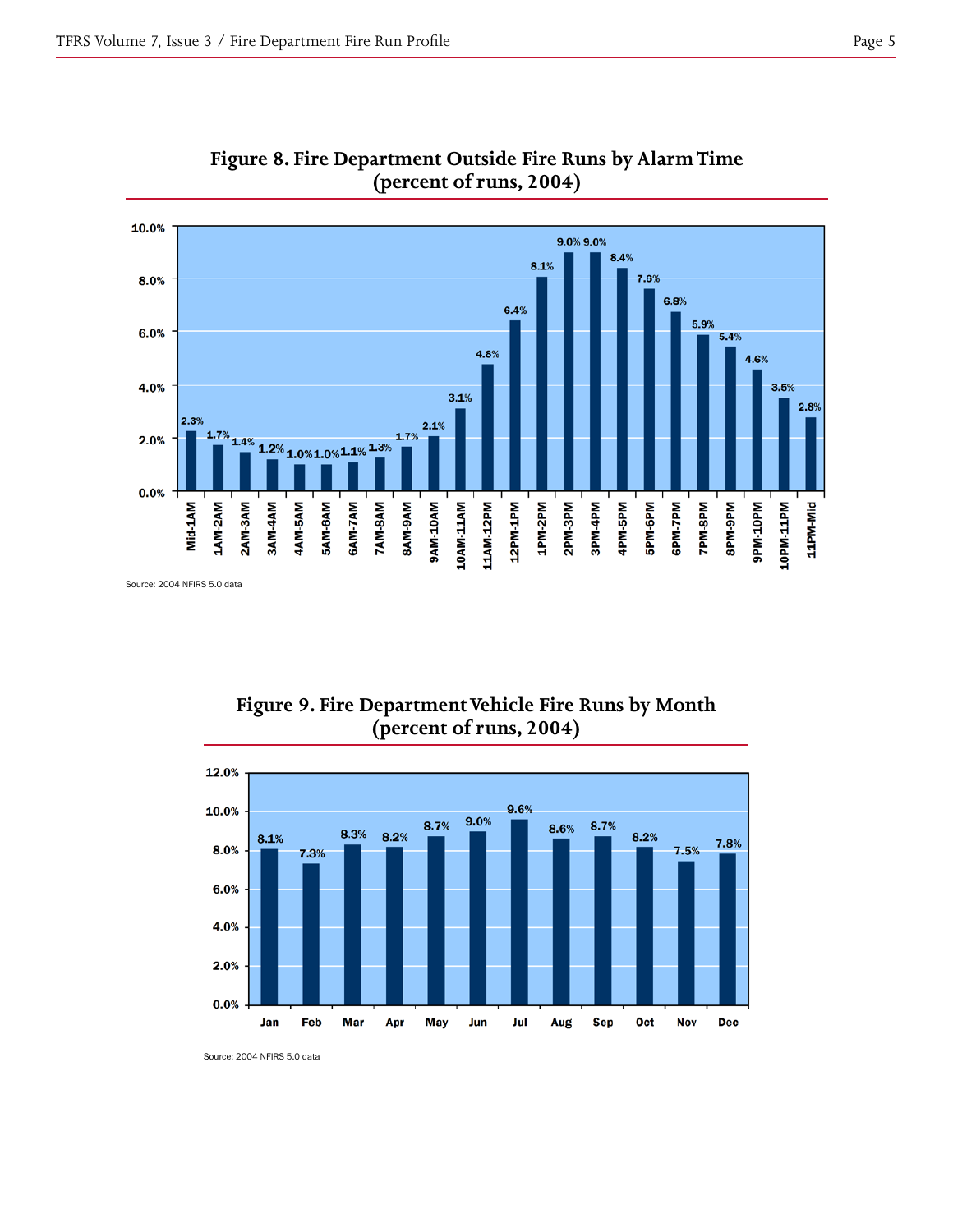## Figure 8. Fire Department Outside Fire Runs by Alarm Time (percent of runs, 2004)

| Alarm Time | Percent of Runs |
| --- | --- |
| Mid-1AM | 2.3% |
| 1AM-2AM | 1.7% |
| 2AM-3AM | 1.4% |
| 3AM-4AM | 1.2% |
| 4AM-5AM | 1.0% |
| 5AM-6AM | 1.0% |
| 6AM-7AM | 1.1% |
| 7AM-8AM | 1.3% |
| 8AM-9AM | 1.7% |
| 9AM-10AM | 2.1% |
| 10AM-11AM | 3.1% |
| 11AM-12PM | 4.8% |
| 12PM-1PM | 6.4% |
| 1PM-2PM | 8.1% |
| 2PM-3PM | 9.0% |
| 3PM-4PM | 9.0% |
| 4PM-5PM | 8.4% |
| 5PM-6PM | 7.6% |
| 6PM-7PM | 6.8% |
| 7PM-8PM | 5.9% |
| 8PM-9PM | 5.4% |
| 9PM-10PM | 4.6% |
| 10PM-11PM | 3.5% |
| 11PM-Mid | 2.8% |

Source: 2004 NFIRS 5.0 data

## Figure 9. Fire Department Vehicle Fire Runs by Month (percent of runs, 2004)

| Month | Percent of Runs |
| --- | --- |
| Jan | 8.1% |
| Feb | 7.3% |
| Mar | 8.3% |
| Apr | 8.2% |
| May | 8.7% |
| Jun | 9.0% |
| Jul | 9.6% |
| Aug | 8.6% |
| Sep | 8.7% |
| Oct | 8.2% |
| Nov | 7.5% |
| Dec | 7.8% |

Source: 2004 NFIRS 5.0 data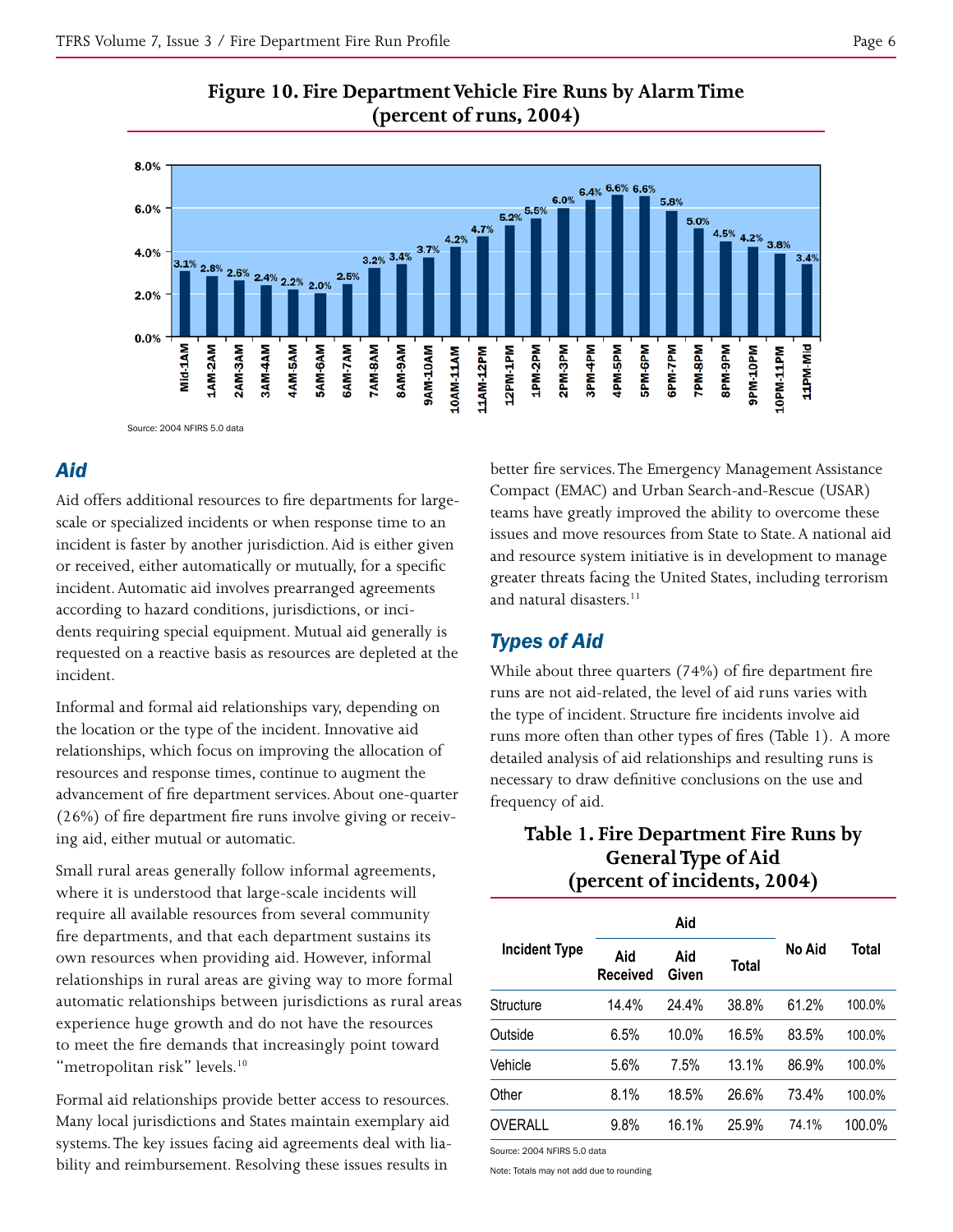**Figure 10. Fire Department Vehicle Fire Runs by Alarm Time (percent of runs, 2004)**

8.0%
6.0%
4.0%
2.0%
0.0%

3.1% 2.8% 2.6% 2.4% 2.2% 2.0% 2.5% 3.2% 3.4% 3.7% 4.2% 4.7% 5.2% 5.5% 6.0% 6.4% 6.6% 6.6% 5.8% 5.0% 4.5% 4.2% 3.8% 3.4%

Mid-1AM 1AM-2AM 2AM-3AM 3AM-4AM 4AM-5AM 5AM-6AM 6AM-7AM 7AM-8AM 8AM-9AM 9AM-10AM 10AM-11AM 11AM-12PM 12PM-1PM 1PM-2PM 2PM-3PM 3PM-4PM 4PM-5PM 5PM-6PM 6PM-7PM 7PM-8PM 8PM-9PM 9PM-10PM 10PM-11PM 11PM-Mid

Source: 2004 NFIRS 5.0 data

## *Aid*

Aid offers additional resources to fire departments for large-scale or specialized incidents or when response time to an incident is faster by another jurisdiction. Aid is either given or received, either automatically or mutually, for a specific incident. Automatic aid involves prearranged agreements according to hazard conditions, jurisdictions, or incidents requiring special equipment. Mutual aid generally is requested on a reactive basis as resources are depleted at the incident.

Informal and formal aid relationships vary, depending on the location or the type of the incident. Innovative aid relationships, which focus on improving the allocation of resources and response times, continue to augment the advancement of fire department services. About one-quarter (26%) of fire department fire runs involve giving or receiving aid, either mutual or automatic.

Small rural areas generally follow informal agreements, where it is understood that large-scale incidents will require all available resources from several community fire departments, and that each department sustains its own resources when providing aid. However, informal relationships in rural areas are giving way to more formal automatic relationships between jurisdictions as rural areas experience huge growth and do not have the resources to meet the fire demands that increasingly point toward "metropolitan risk" levels.[10]

Formal aid relationships provide better access to resources. Many local jurisdictions and States maintain exemplary aid systems. The key issues facing aid agreements deal with liability and reimbursement. Resolving these issues results in better fire services. The Emergency Management Assistance Compact (EMAC) and Urban Search-and-Rescue (USAR) teams have greatly improved the ability to overcome these issues and move resources from State to State. A national aid and resource system initiative is in development to manage greater threats facing the United States, including terrorism and natural disasters.[11]

## *Types of Aid*

While about three quarters (74%) of fire department fire runs are not aid-related, the level of aid runs varies with the type of incident. Structure fire incidents involve aid runs more often than other types of fires (Table 1). A more detailed analysis of aid relationships and resulting runs is necessary to draw definitive conclusions on the use and frequency of aid.

**Table 1. Fire Department Fire Runs by General Type of Aid (percent of incidents, 2004)**

| Incident Type | Aid | | | No Aid | Total |
|---|---|---|---|---|---|
| | Aid Received | Aid Given | Total | | |
| Structure | 14.4% | 24.4% | 38.8% | 61.2% | 100.0% |
| Outside | 6.5% | 10.0% | 16.5% | 83.5% | 100.0% |
| Vehicle | 5.6% | 7.5% | 13.1% | 86.9% | 100.0% |
| Other | 8.1% | 18.5% | 26.6% | 73.4% | 100.0% |
| OVERALL | 9.8% | 16.1% | 25.9% | 74.1% | 100.0% |

Source: 2004 NFIRS 5.0 data

Note: Totals may not add due to rounding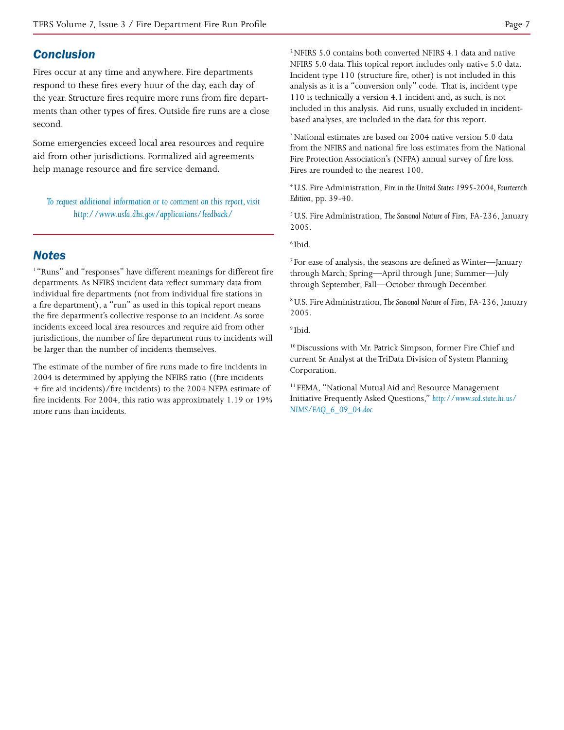## Conclusion

Fires occur at any time and anywhere. Fire departments respond to these fires every hour of the day, each day of the year. Structure fires require more runs from fire departments than other types of fires. Outside fire runs are a close second.

Some emergencies exceed local area resources and require aid from other jurisdictions. Formalized aid agreements help manage resource and fire service demand.

*To request additional information or to comment on this report, visit http://www.usfa.dhs.gov/applications/feedback/*

## Notes

[1] "Runs" and "responses" have different meanings for different fire departments. As NFIRS incident data reflect summary data from individual fire departments (not from individual fire stations in a fire department), a "run" as used in this topical report means the fire department's collective response to an incident. As some incidents exceed local area resources and require aid from other jurisdictions, the number of fire department runs to incidents will be larger than the number of incidents themselves.

The estimate of the number of fire runs made to fire incidents in 2004 is determined by applying the NFIRS ratio ((fire incidents + fire aid incidents)/fire incidents) to the 2004 NFPA estimate of fire incidents. For 2004, this ratio was approximately 1.19 or 19% more runs than incidents.

[2] NFIRS 5.0 contains both converted NFIRS 4.1 data and native NFIRS 5.0 data. This topical report includes only native 5.0 data. Incident type 110 (structure fire, other) is not included in this analysis as it is a "conversion only" code. That is, incident type 110 is technically a version 4.1 incident and, as such, is not included in this analysis. Aid runs, usually excluded in incident-based analyses, are included in the data for this report.

[3] National estimates are based on 2004 native version 5.0 data from the NFIRS and national fire loss estimates from the National Fire Protection Association's (NFPA) annual survey of fire loss. Fires are rounded to the nearest 100.

[4] U.S. Fire Administration, *Fire in the United States 1995-2004, Fourteenth Edition*, pp. 39-40.

[5] U.S. Fire Administration, *The Seasonal Nature of Fires*, FA-236, January 2005.

[6] Ibid.

[7] For ease of analysis, the seasons are defined as Winter—January through March; Spring—April through June; Summer—July through September; Fall—October through December.

[8] U.S. Fire Administration, *The Seasonal Nature of Fires*, FA-236, January 2005.

[9] Ibid.

[10] Discussions with Mr. Patrick Simpson, former Fire Chief and current Sr. Analyst at the TriData Division of System Planning Corporation.

[11] FEMA, "National Mutual Aid and Resource Management Initiative Frequently Asked Questions," http://www.scd.state.hi.us/NIMS/FAQ_6_09_04.doc